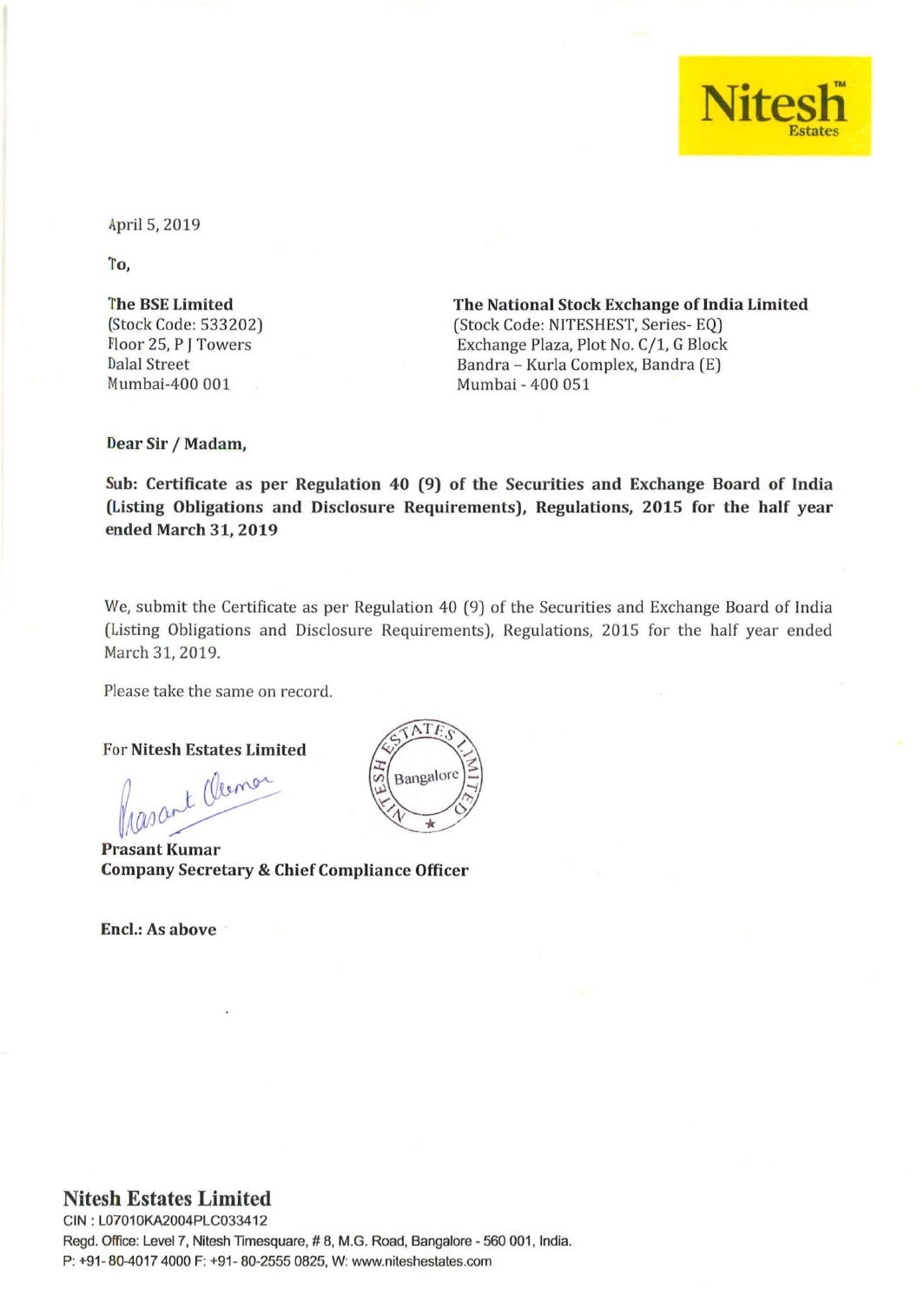Nitesh Estates

April 5, 2019

To,

**The BSE Limited**
(Stock Code: 533202)
Floor 25, P J Towers
Dalal Street
Mumbai-400 001

**The National Stock Exchange of India Limited**
(Stock Code: NITESHEST, Series- EQ)
Exchange Plaza, Plot No. C/1, G Block
Bandra – Kurla Complex, Bandra (E)
Mumbai - 400 051

**Dear Sir / Madam,**

**Sub: Certificate as per Regulation 40 (9) of the Securities and Exchange Board of India (Listing Obligations and Disclosure Requirements), Regulations, 2015 for the half year ended March 31, 2019**

We, submit the Certificate as per Regulation 40 (9) of the Securities and Exchange Board of India (Listing Obligations and Disclosure Requirements), Regulations, 2015 for the half year ended March 31, 2019.

Please take the same on record.

For **Nitesh Estates Limited**

**Prasant Kumar**
**Company Secretary & Chief Compliance Officer**

**Encl.: As above**

**Nitesh Estates Limited**
CIN : L07010KA2004PLC033412
Regd. Office: Level 7, Nitesh Timesquare, # 8, M.G. Road, Bangalore - 560 001, India.
P: +91- 80-4017 4000 F: +91- 80-2555 0825, W: www.niteshestates.com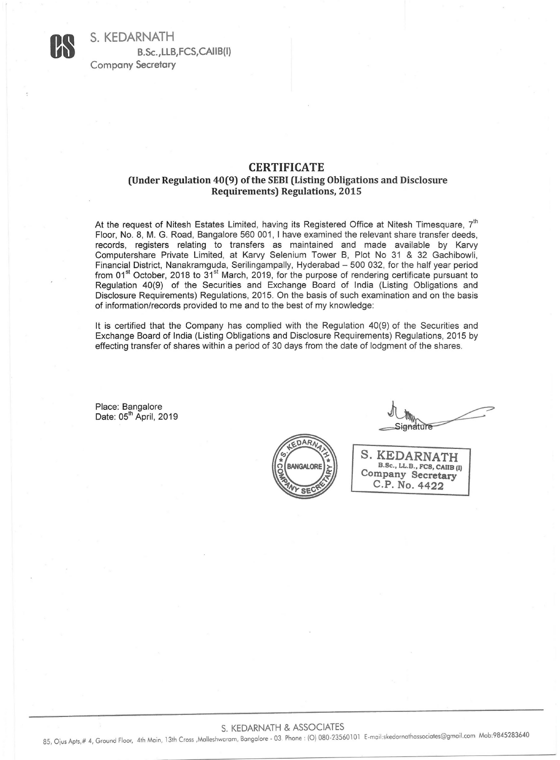S. KEDARNATH
B.Sc.,LLB,FCS,CAIIB(I)
Company Secretary

# CERTIFICATE

## (Under Regulation 40(9) of the SEBI (Listing Obligations and Disclosure Requirements) Regulations, 2015

At the request of Nitesh Estates Limited, having its Registered Office at Nitesh Timesquare, 7th Floor, No. 8, M. G. Road, Bangalore 560 001, I have examined the relevant share transfer deeds, records, registers relating to transfers as maintained and made available by Karvy Computershare Private Limited, at Karvy Selenium Tower B, Plot No 31 & 32 Gachibowli, Financial District, Nanakramguda, Serilingampally, Hyderabad – 500 032, for the half year period from 01st October, 2018 to 31st March, 2019, for the purpose of rendering certificate pursuant to Regulation 40(9) of the Securities and Exchange Board of India (Listing Obligations and Disclosure Requirements) Regulations, 2015. On the basis of such examination and on the basis of information/records provided to me and to the best of my knowledge:

It is certified that the Company has complied with the Regulation 40(9) of the Securities and Exchange Board of India (Listing Obligations and Disclosure Requirements) Regulations, 2015 by effecting transfer of shares within a period of 30 days from the date of lodgment of the shares.

Place: Bangalore
Date: 05th April, 2019

Signature

S. KEDARNATH
B.Sc., LL.B., FCS, CAIIB (I)
Company Secretary
C.P. No. 4422

S. KEDARNATH & ASSOCIATES
85, Ojus Apts,# 4, Ground Floor, 4th Main, 13th Cross ,Malleshwaram, Bangalore - 03. Phone : (O) 080-23560101 E-mail:skedarnathassociates@gmail.com Mob:9845283640